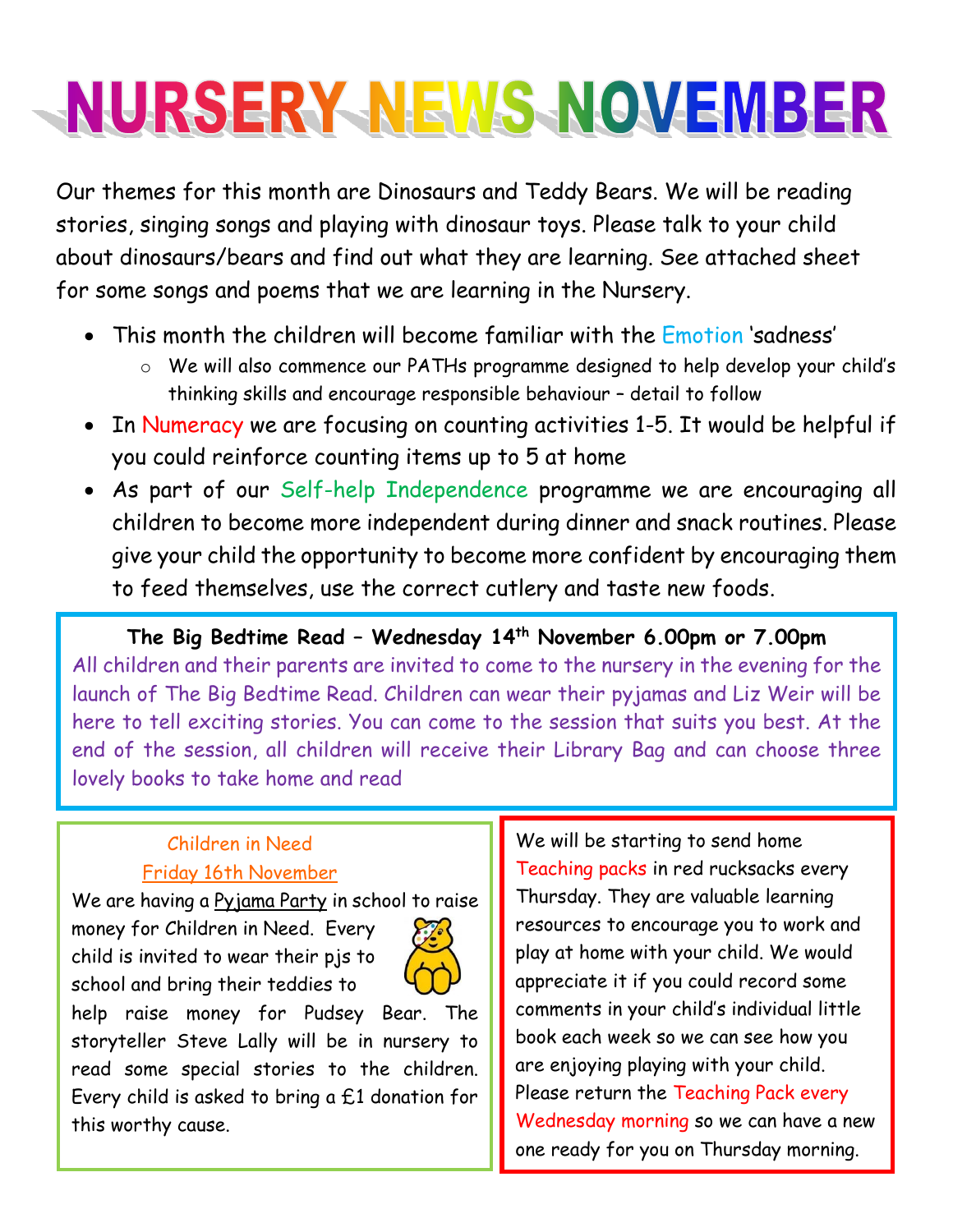# NURSERY NEWS NOVEMBER

Our themes for this month are Dinosaurs and Teddy Bears. We will be reading stories, singing songs and playing with dinosaur toys. Please talk to your child about dinosaurs/bears and find out what they are learning. See attached sheet for some songs and poems that we are learning in the Nursery.

- This month the children will become familiar with the Emotion 'sadness'
  - We will also commence our PATHs programme designed to help develop your child's thinking skills and encourage responsible behaviour – detail to follow
- In Numeracy we are focusing on counting activities 1-5. It would be helpful if you could reinforce counting items up to 5 at home
- As part of our Self-help Independence programme we are encouraging all children to become more independent during dinner and snack routines. Please give your child the opportunity to become more confident by encouraging them to feed themselves, use the correct cutlery and taste new foods.

**The Big Bedtime Read – Wednesday 14th November 6.00pm or 7.00pm**

All children and their parents are invited to come to the nursery in the evening for the launch of The Big Bedtime Read. Children can wear their pyjamas and Liz Weir will be here to tell exciting stories. You can come to the session that suits you best. At the end of the session, all children will receive their Library Bag and can choose three lovely books to take home and read

**Children in Need**
**Friday 16th November**

We are having a Pyjama Party in school to raise money for Children in Need. Every child is invited to wear their pjs to school and bring their teddies to help raise money for Pudsey Bear. The storyteller Steve Lally will be in nursery to read some special stories to the children. Every child is asked to bring a £1 donation for this worthy cause.

We will be starting to send home Teaching packs in red rucksacks every Thursday. They are valuable learning resources to encourage you to work and play at home with your child. We would appreciate it if you could record some comments in your child's individual little book each week so we can see how you are enjoying playing with your child. Please return the Teaching Pack every Wednesday morning so we can have a new one ready for you on Thursday morning.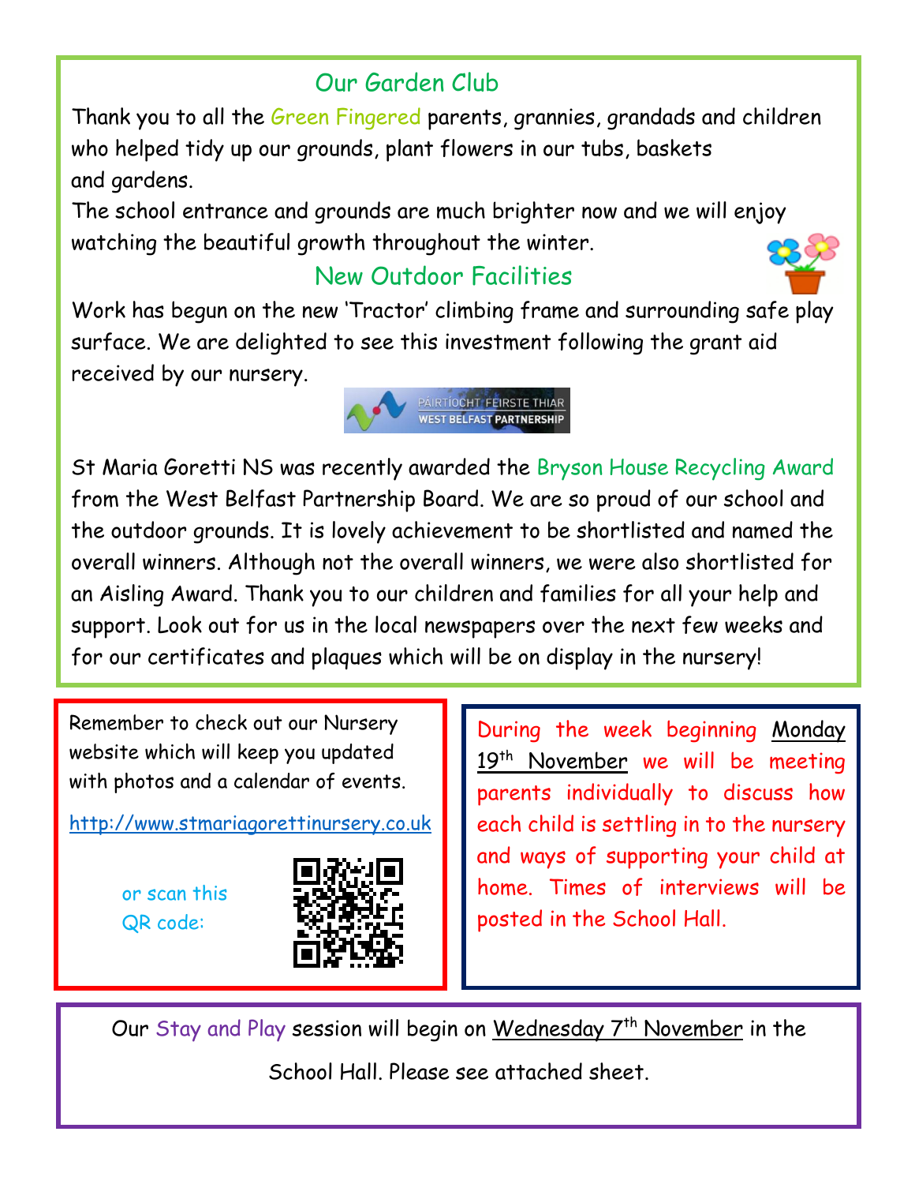## Our Garden Club

Thank you to all the Green Fingered parents, grannies, grandads and children who helped tidy up our grounds, plant flowers in our tubs, baskets and gardens.

The school entrance and grounds are much brighter now and we will enjoy watching the beautiful growth throughout the winter.

## New Outdoor Facilities

Work has begun on the new 'Tractor' climbing frame and surrounding safe play surface. We are delighted to see this investment following the grant aid received by our nursery.

PÁIRTÍOCHT FEIRSTE THIAR
WEST BELFAST PARTNERSHIP

St Maria Goretti NS was recently awarded the Bryson House Recycling Award from the West Belfast Partnership Board. We are so proud of our school and the outdoor grounds. It is lovely achievement to be shortlisted and named the overall winners. Although not the overall winners, we were also shortlisted for an Aisling Award. Thank you to our children and families for all your help and support. Look out for us in the local newspapers over the next few weeks and for our certificates and plaques which will be on display in the nursery!

Remember to check out our Nursery website which will keep you updated with photos and a calendar of events.

http://www.stmariagorettinursery.co.uk

or scan this QR code:

During the week beginning Monday 19th November we will be meeting parents individually to discuss how each child is settling in to the nursery and ways of supporting your child at home. Times of interviews will be posted in the School Hall.

Our Stay and Play session will begin on Wednesday 7th November in the School Hall. Please see attached sheet.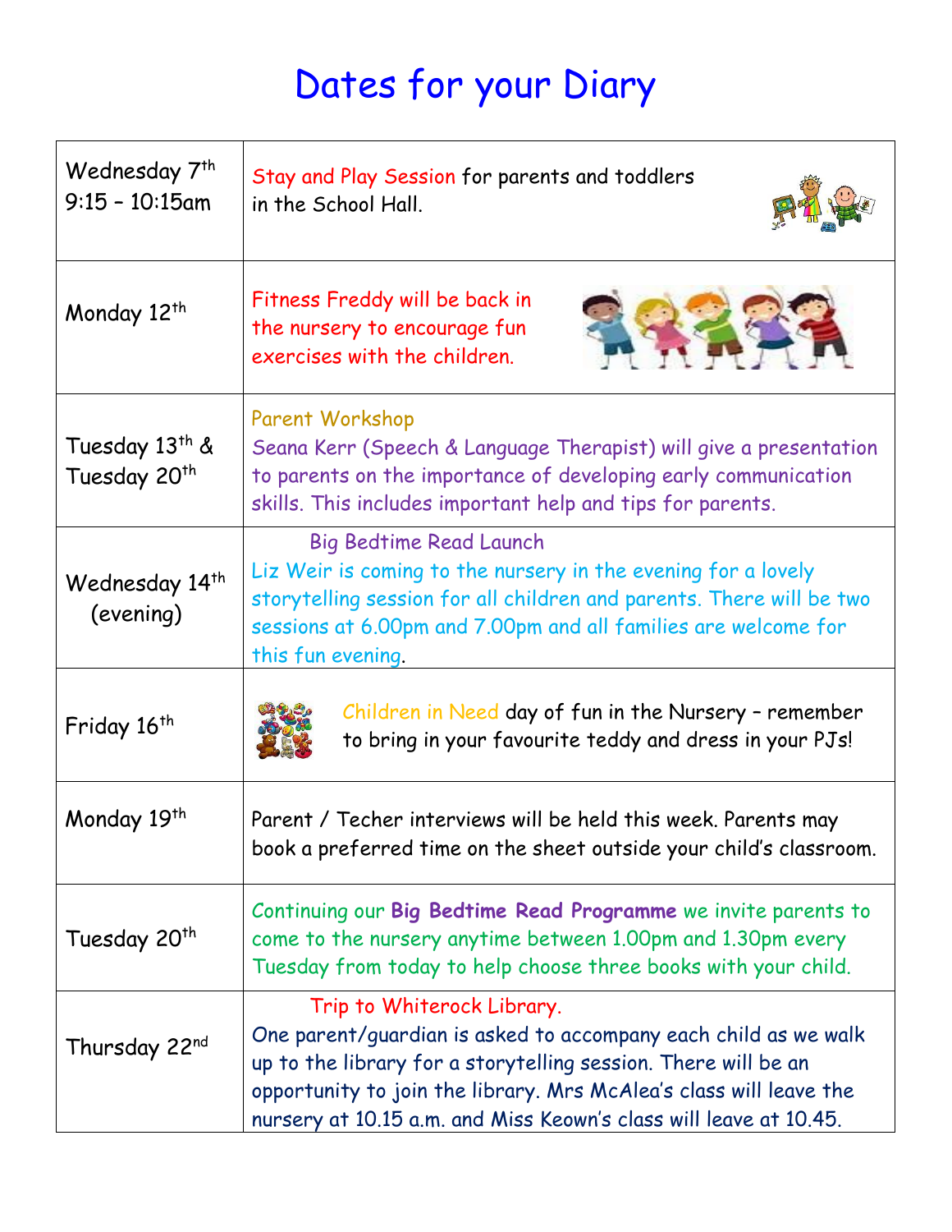# Dates for your Diary

| | |
|---|---|
| Wednesday 7th 9:15 – 10:15am | Stay and Play Session for parents and toddlers in the School Hall. |
| Monday 12th | Fitness Freddy will be back in the nursery to encourage fun exercises with the children. |
| Tuesday 13th & Tuesday 20th | Parent Workshop<br>Seana Kerr (Speech & Language Therapist) will give a presentation to parents on the importance of developing early communication skills. This includes important help and tips for parents. |
| Wednesday 14th (evening) | Big Bedtime Read Launch<br>Liz Weir is coming to the nursery in the evening for a lovely storytelling session for all children and parents. There will be two sessions at 6.00pm and 7.00pm and all families are welcome for this fun evening. |
| Friday 16th | Children in Need day of fun in the Nursery – remember to bring in your favourite teddy and dress in your PJs! |
| Monday 19th | Parent / Techer interviews will be held this week. Parents may book a preferred time on the sheet outside your child's classroom. |
| Tuesday 20th | Continuing our **Big Bedtime Read Programme** we invite parents to come to the nursery anytime between 1.00pm and 1.30pm every Tuesday from today to help choose three books with your child. |
| Thursday 22nd | Trip to Whiterock Library.<br>One parent/guardian is asked to accompany each child as we walk up to the library for a storytelling session. There will be an opportunity to join the library. Mrs McAlea's class will leave the nursery at 10.15 a.m. and Miss Keown's class will leave at 10.45. |